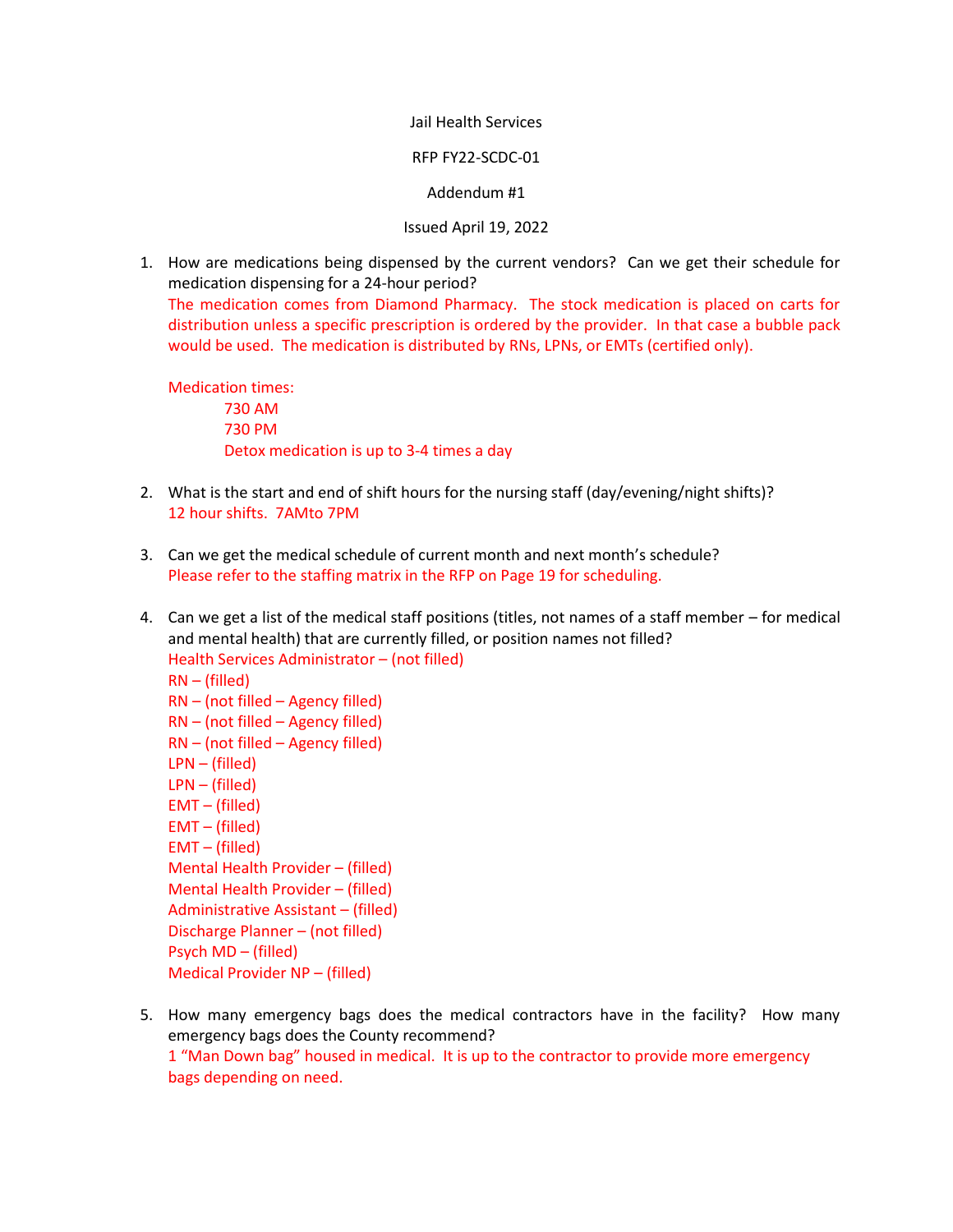Jail Health Services

RFP FY22-SCDC-01

Addendum #1

Issued April 19, 2022

1. How are medications being dispensed by the current vendors? Can we get their schedule for medication dispensing for a 24-hour period?
   The medication comes from Diamond Pharmacy. The stock medication is placed on carts for distribution unless a specific prescription is ordered by the provider. In that case a bubble pack would be used. The medication is distributed by RNs, LPNs, or EMTs (certified only).

   Medication times:
   - 730 AM
   - 730 PM
   - Detox medication is up to 3-4 times a day

2. What is the start and end of shift hours for the nursing staff (day/evening/night shifts)?
   12 hour shifts. 7AMto 7PM

3. Can we get the medical schedule of current month and next month's schedule?
   Please refer to the staffing matrix in the RFP on Page 19 for scheduling.

4. Can we get a list of the medical staff positions (titles, not names of a staff member – for medical and mental health) that are currently filled, or position names not filled?
   Health Services Administrator – (not filled)
   RN – (filled)
   RN – (not filled – Agency filled)
   RN – (not filled – Agency filled)
   RN – (not filled – Agency filled)
   LPN – (filled)
   LPN – (filled)
   EMT – (filled)
   EMT – (filled)
   EMT – (filled)
   Mental Health Provider – (filled)
   Mental Health Provider – (filled)
   Administrative Assistant – (filled)
   Discharge Planner – (not filled)
   Psych MD – (filled)
   Medical Provider NP – (filled)

5. How many emergency bags does the medical contractors have in the facility? How many emergency bags does the County recommend?
   1 "Man Down bag" housed in medical. It is up to the contractor to provide more emergency bags depending on need.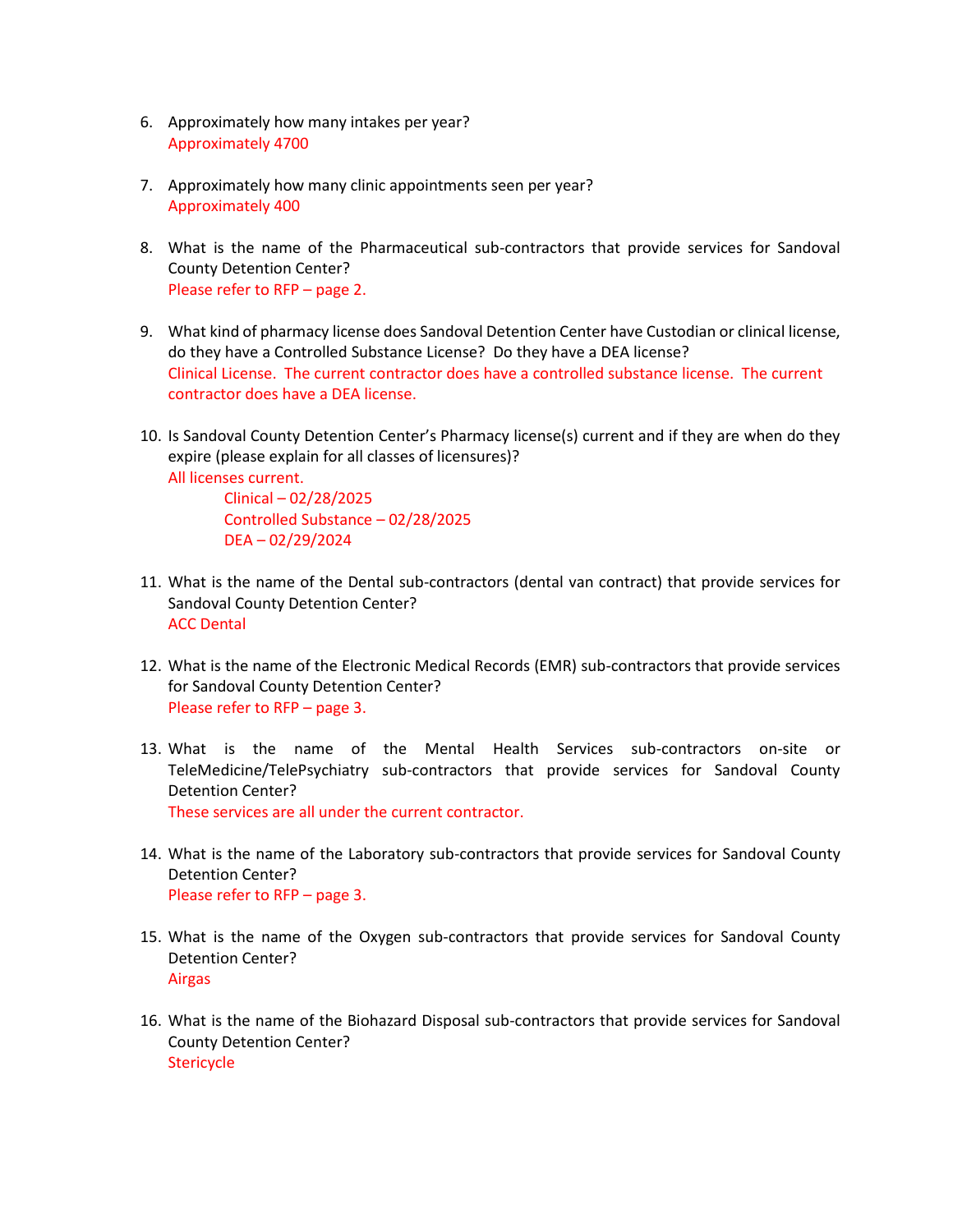6. Approximately how many intakes per year?
   Approximately 4700

7. Approximately how many clinic appointments seen per year?
   Approximately 400

8. What is the name of the Pharmaceutical sub-contractors that provide services for Sandoval County Detention Center?
   Please refer to RFP – page 2.

9. What kind of pharmacy license does Sandoval Detention Center have Custodian or clinical license, do they have a Controlled Substance License? Do they have a DEA license?
   Clinical License. The current contractor does have a controlled substance license. The current contractor does have a DEA license.

10. Is Sandoval County Detention Center's Pharmacy license(s) current and if they are when do they expire (please explain for all classes of licensures)?
    All licenses current.
    - Clinical – 02/28/2025
    - Controlled Substance – 02/28/2025
    - DEA – 02/29/2024

11. What is the name of the Dental sub-contractors (dental van contract) that provide services for Sandoval County Detention Center?
    ACC Dental

12. What is the name of the Electronic Medical Records (EMR) sub-contractors that provide services for Sandoval County Detention Center?
    Please refer to RFP – page 3.

13. What is the name of the Mental Health Services sub-contractors on-site or TeleMedicine/TelePsychiatry sub-contractors that provide services for Sandoval County Detention Center?
    These services are all under the current contractor.

14. What is the name of the Laboratory sub-contractors that provide services for Sandoval County Detention Center?
    Please refer to RFP – page 3.

15. What is the name of the Oxygen sub-contractors that provide services for Sandoval County Detention Center?
    Airgas

16. What is the name of the Biohazard Disposal sub-contractors that provide services for Sandoval County Detention Center?
    Stericycle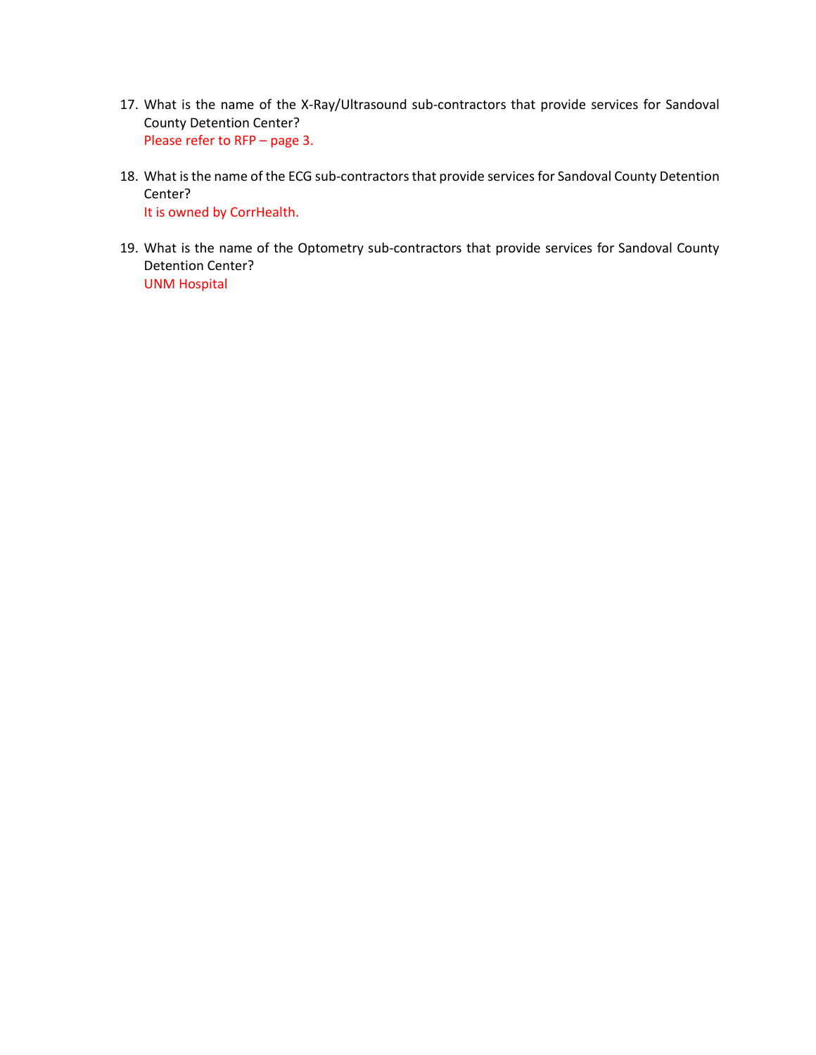17. What is the name of the X-Ray/Ultrasound sub-contractors that provide services for Sandoval County Detention Center?
    Please refer to RFP – page 3.

18. What is the name of the ECG sub-contractors that provide services for Sandoval County Detention Center?
    It is owned by CorrHealth.

19. What is the name of the Optometry sub-contractors that provide services for Sandoval County Detention Center?
    UNM Hospital